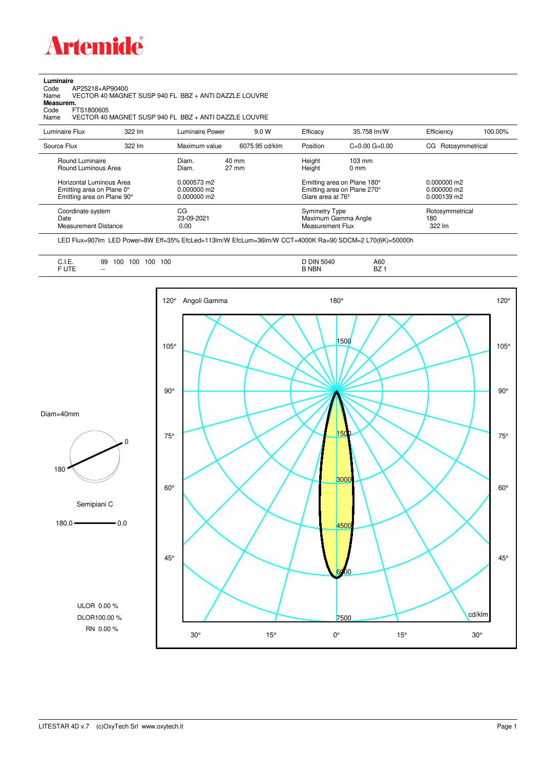# Artemide

**Luminaire**
Code AP25218+AP90400
Name VECTOR 40 MAGNET SUSP 940 FL BBZ + ANTI DAZZLE LOUVRE
**Measurem.**
Code FTS1800605
Name VECTOR 40 MAGNET SUSP 940 FL BBZ + ANTI DAZZLE LOUVRE

| Luminaire Flux | 322 lm | Luminaire Power | 9.0 W | Efficacy | 35.758 lm/W | Efficiency | 100.00% |
|---|---|---|---|---|---|---|---|
| Source Flux | 322 lm | Maximum value | 6075.95 cd/klm | Position | C=0.00 G=0.00 | CG | Rotosymmetrical |

| | | | | |
|---|---|---|---|---|
| Round Luminaire | Diam. 40 mm | Height 103 mm | | |
| Round Luminous Area | Diam. 27 mm | Height 0 mm | | |
| Horizontal Luminous Area | 0.000573 m2 | Emitting area on Plane 180° | 0.000000 m2 | |
| Emitting area on Plane 0° | 0.000000 m2 | Emitting area on Plane 270° | 0.000000 m2 | |
| Emitting area on Plane 90° | 0.000000 m2 | Glare area at 76° | 0.000139 m2 | |

| | | | |
|---|---|---|---|
| Coordinate system | CG | Symmetry Type | Rotosymmetrical |
| Date | 23-09-2021 | Maximum Gamma Angle | 180 |
| Measurement Distance | 0.00 | Measurement Flux | 322 lm |

LED Flux=907lm LED Power=8W Eff=35% EfcLed=113lm/W EfcLum=36lm/W CCT=4000K Ra=90 SDCM=2 L70(6K)=50000h

| | | | |
|---|---|---|---|
| C.I.E. | 99 100 100 100 100 | D DIN 5040 | A60 |
| F UTE | -- | B NBN | BZ 1 |

Diam=40mm

Semipiani C

180.0 — 0.0

ULOR 0.00 %
DLOR100.00 %
RN 0.00 %

Angoli Gamma — cd/klm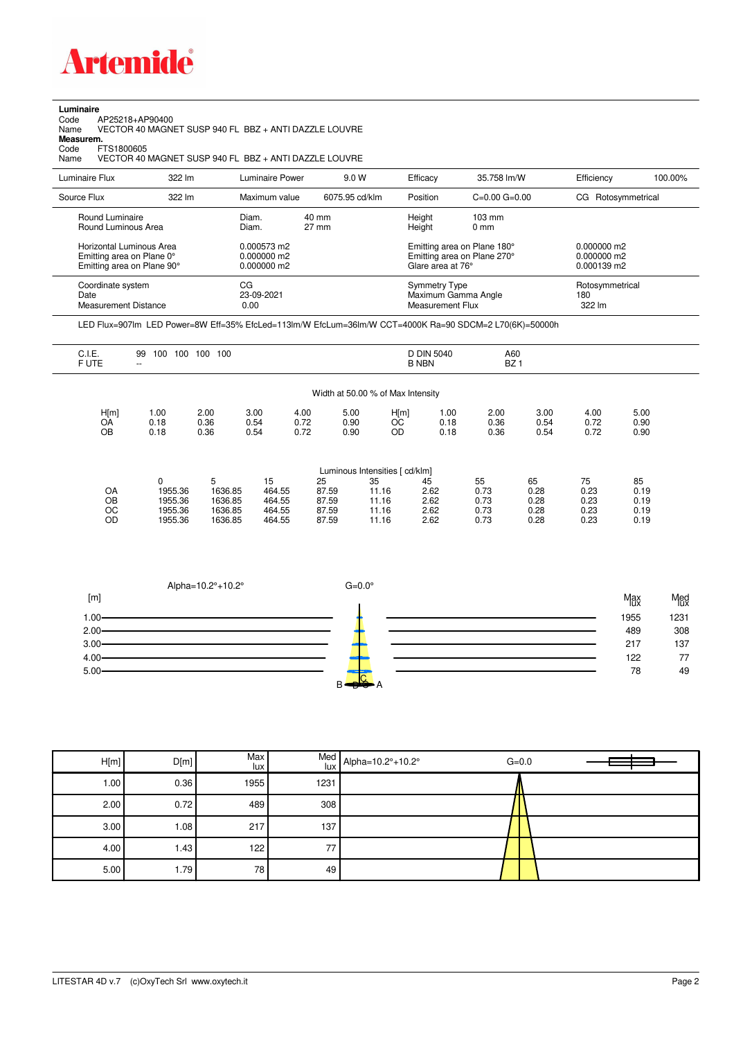**Artemide**

**Luminaire**
Code AP25218+AP90400
Name VECTOR 40 MAGNET SUSP 940 FL BBZ + ANTI DAZZLE LOUVRE
**Measurem.**
Code FTS1800605
Name VECTOR 40 MAGNET SUSP 940 FL BBZ + ANTI DAZZLE LOUVRE

| | | | | | | | |
|---|---|---|---|---|---|---|---|
| Luminaire Flux | 322 lm | Luminaire Power | 9.0 W | Efficacy | 35.758 lm/W | Efficiency | 100.00% |
| Source Flux | 322 lm | Maximum value | 6075.95 cd/klm | Position | C=0.00 G=0.00 | CG Rotosymmetrical | |

| | | | | | |
|---|---|---|---|---|---|
| Round Luminaire | Diam. | 40 mm | Height | 103 mm | |
| Round Luminous Area | Diam. | 27 mm | Height | 0 mm | |
| Horizontal Luminous Area | 0.000573 m2 | | Emitting area on Plane 180° | | 0.000000 m2 |
| Emitting area on Plane 0° | 0.000000 m2 | | Emitting area on Plane 270° | | 0.000000 m2 |
| Emitting area on Plane 90° | 0.000000 m2 | | Glare area at 76° | | 0.000139 m2 |
| Coordinate system | CG | | Symmetry Type | | Rotosymmetrical |
| Date | 23-09-2021 | | Maximum Gamma Angle | | 180 |
| Measurement Distance | 0.00 | | Measurement Flux | | 322 lm |

LED Flux=907lm LED Power=8W Eff=35% EfcLed=113lm/W EfcLum=36lm/W CCT=4000K Ra=90 SDCM=2 L70(6K)=50000h

| | | | |
|---|---|---|---|
| C.I.E. | 99 100 100 100 100 | D DIN 5040 | A60 |
| F UTE | -- | B NBN | BZ 1 |

Width at 50.00 % of Max Intensity

| H[m] | 1.00 | 2.00 | 3.00 | 4.00 | 5.00 | H[m] | 1.00 | 2.00 | 3.00 | 4.00 | 5.00 |
|---|---|---|---|---|---|---|---|---|---|---|---|
| OA | 0.18 | 0.36 | 0.54 | 0.72 | 0.90 | OC | 0.18 | 0.36 | 0.54 | 0.72 | 0.90 |
| OB | 0.18 | 0.36 | 0.54 | 0.72 | 0.90 | OD | 0.18 | 0.36 | 0.54 | 0.72 | 0.90 |

Luminous Intensities [ cd/klm]

| | 0 | 5 | 15 | 25 | 35 | 45 | 55 | 65 | 75 | 85 |
|---|---|---|---|---|---|---|---|---|---|---|
| OA | 1955.36 | 1636.85 | 464.55 | 87.59 | 11.16 | 2.62 | 0.73 | 0.28 | 0.23 | 0.19 |
| OB | 1955.36 | 1636.85 | 464.55 | 87.59 | 11.16 | 2.62 | 0.73 | 0.28 | 0.23 | 0.19 |
| OC | 1955.36 | 1636.85 | 464.55 | 87.59 | 11.16 | 2.62 | 0.73 | 0.28 | 0.23 | 0.19 |
| OD | 1955.36 | 1636.85 | 464.55 | 87.59 | 11.16 | 2.62 | 0.73 | 0.28 | 0.23 | 0.19 |

Alpha=10.2°+10.2°
G=0.0°
[m]
Max lux
Med lux
1.00 1955 1231
2.00 489 308
3.00 217 137
4.00 122 77
5.00 78 49
B D C A

| H[m] | D[m] | Max lux | Med lux | Alpha=10.2°+10.2° G=0.0 |
|---|---|---|---|---|
| 1.00 | 0.36 | 1955 | 1231 | |
| 2.00 | 0.72 | 489 | 308 | |
| 3.00 | 1.08 | 217 | 137 | |
| 4.00 | 1.43 | 122 | 77 | |
| 5.00 | 1.79 | 78 | 49 | |

LITESTAR 4D v.7 (c)OxyTech Srl www.oxytech.it